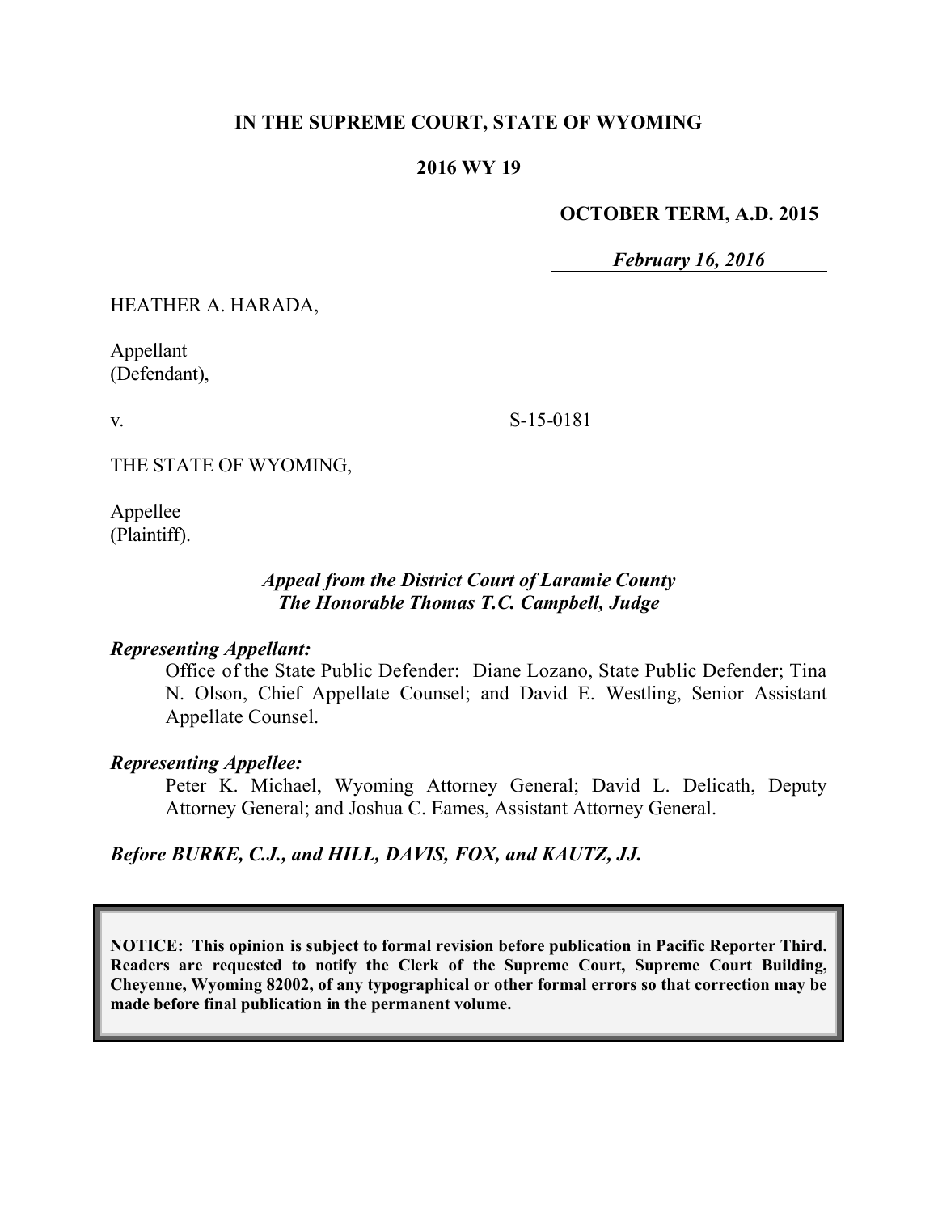**IN THE SUPREME COURT, STATE OF WYOMING**

**2016 WY 19**

**OCTOBER TERM, A.D. 2015**

***February 16, 2016***

HEATHER A. HARADA,

Appellant
(Defendant),

v.

S-15-0181

THE STATE OF WYOMING,

Appellee
(Plaintiff).

***Appeal from the District Court of Laramie County***
***The Honorable Thomas T.C. Campbell, Judge***

***Representing Appellant:***

Office of the State Public Defender: Diane Lozano, State Public Defender; Tina N. Olson, Chief Appellate Counsel; and David E. Westling, Senior Assistant Appellate Counsel.

***Representing Appellee:***

Peter K. Michael, Wyoming Attorney General; David L. Delicath, Deputy Attorney General; and Joshua C. Eames, Assistant Attorney General.

***Before BURKE, C.J., and HILL, DAVIS, FOX, and KAUTZ, JJ.***

**NOTICE: This opinion is subject to formal revision before publication in Pacific Reporter Third. Readers are requested to notify the Clerk of the Supreme Court, Supreme Court Building, Cheyenne, Wyoming 82002, of any typographical or other formal errors so that correction may be made before final publication in the permanent volume.**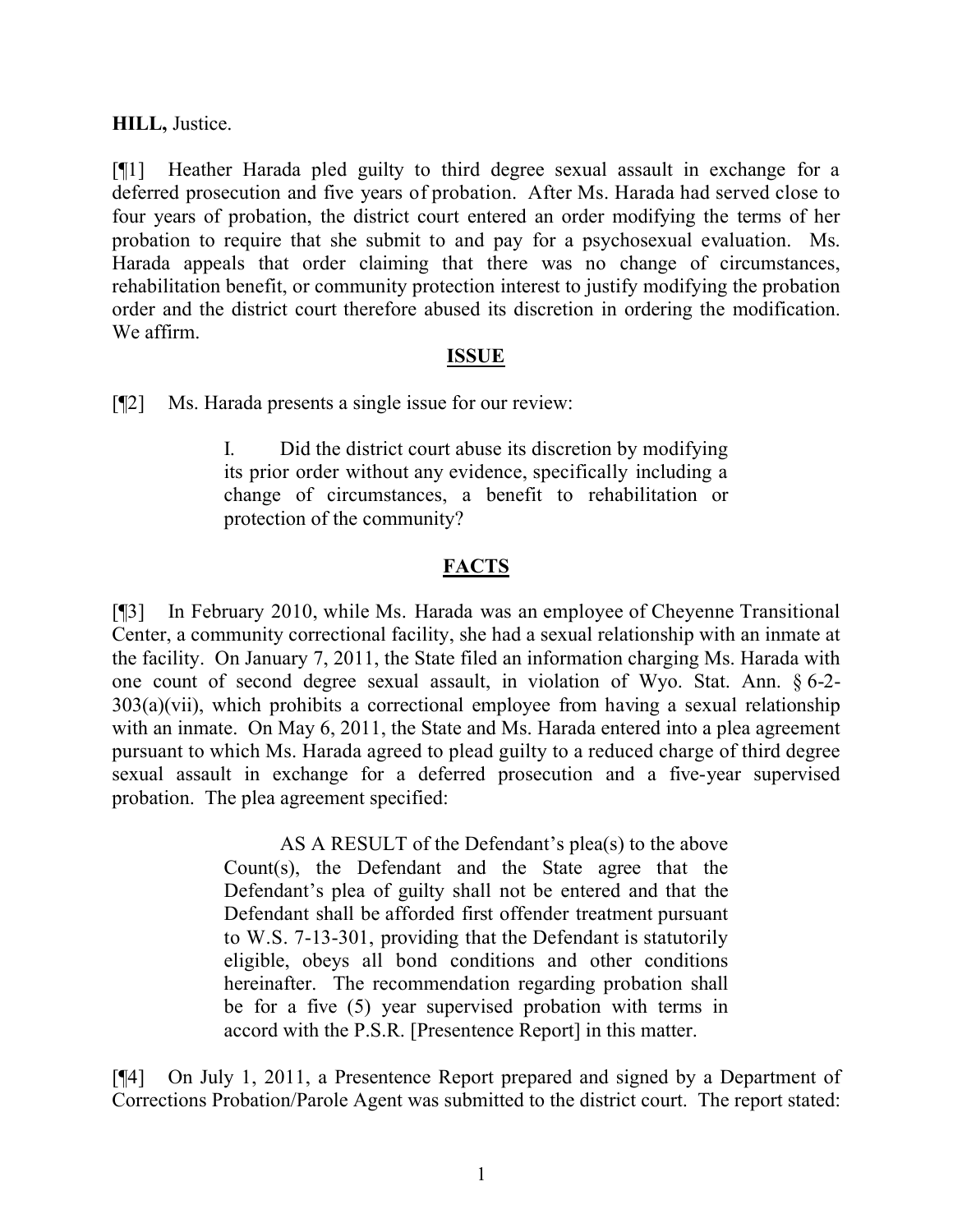**HILL,** Justice.

[¶1] Heather Harada pled guilty to third degree sexual assault in exchange for a deferred prosecution and five years of probation. After Ms. Harada had served close to four years of probation, the district court entered an order modifying the terms of her probation to require that she submit to and pay for a psychosexual evaluation. Ms. Harada appeals that order claiming that there was no change of circumstances, rehabilitation benefit, or community protection interest to justify modifying the probation order and the district court therefore abused its discretion in ordering the modification. We affirm.

## ISSUE

[¶2] Ms. Harada presents a single issue for our review:

> I. Did the district court abuse its discretion by modifying its prior order without any evidence, specifically including a change of circumstances, a benefit to rehabilitation or protection of the community?

## FACTS

[¶3] In February 2010, while Ms. Harada was an employee of Cheyenne Transitional Center, a community correctional facility, she had a sexual relationship with an inmate at the facility. On January 7, 2011, the State filed an information charging Ms. Harada with one count of second degree sexual assault, in violation of Wyo. Stat. Ann. § 6-2-303(a)(vii), which prohibits a correctional employee from having a sexual relationship with an inmate. On May 6, 2011, the State and Ms. Harada entered into a plea agreement pursuant to which Ms. Harada agreed to plead guilty to a reduced charge of third degree sexual assault in exchange for a deferred prosecution and a five-year supervised probation. The plea agreement specified:

> AS A RESULT of the Defendant's plea(s) to the above Count(s), the Defendant and the State agree that the Defendant's plea of guilty shall not be entered and that the Defendant shall be afforded first offender treatment pursuant to W.S. 7-13-301, providing that the Defendant is statutorily eligible, obeys all bond conditions and other conditions hereinafter. The recommendation regarding probation shall be for a five (5) year supervised probation with terms in accord with the P.S.R. [Presentence Report] in this matter.

[¶4] On July 1, 2011, a Presentence Report prepared and signed by a Department of Corrections Probation/Parole Agent was submitted to the district court. The report stated: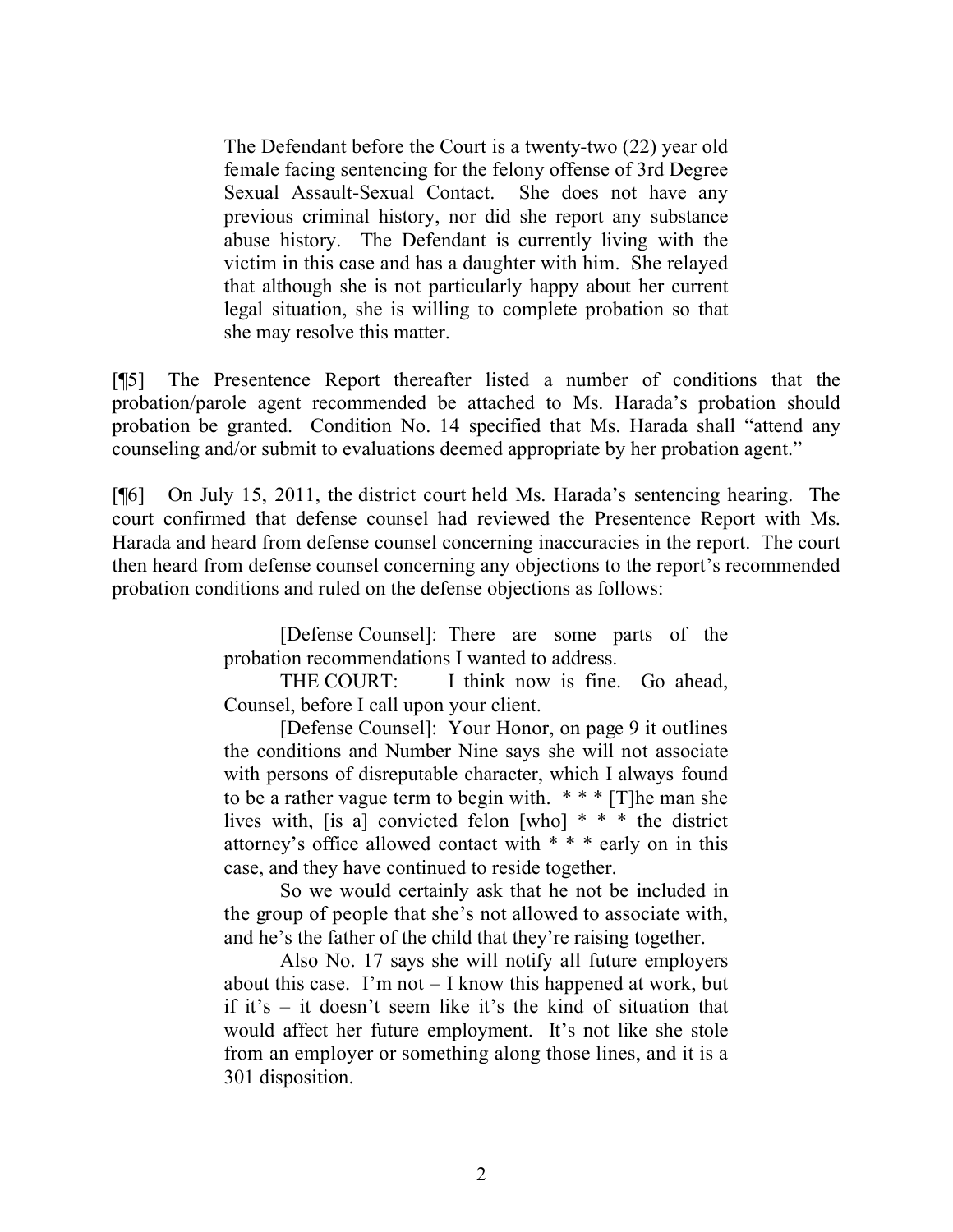> The Defendant before the Court is a twenty-two (22) year old female facing sentencing for the felony offense of 3rd Degree Sexual Assault-Sexual Contact. She does not have any previous criminal history, nor did she report any substance abuse history. The Defendant is currently living with the victim in this case and has a daughter with him. She relayed that although she is not particularly happy about her current legal situation, she is willing to complete probation so that she may resolve this matter.

[¶5] The Presentence Report thereafter listed a number of conditions that the probation/parole agent recommended be attached to Ms. Harada's probation should probation be granted. Condition No. 14 specified that Ms. Harada shall "attend any counseling and/or submit to evaluations deemed appropriate by her probation agent."

[¶6] On July 15, 2011, the district court held Ms. Harada's sentencing hearing. The court confirmed that defense counsel had reviewed the Presentence Report with Ms. Harada and heard from defense counsel concerning inaccuracies in the report. The court then heard from defense counsel concerning any objections to the report's recommended probation conditions and ruled on the defense objections as follows:

> [Defense Counsel]: There are some parts of the probation recommendations I wanted to address.
>
> THE COURT: I think now is fine. Go ahead, Counsel, before I call upon your client.
>
> [Defense Counsel]: Your Honor, on page 9 it outlines the conditions and Number Nine says she will not associate with persons of disreputable character, which I always found to be a rather vague term to begin with. * * * [T]he man she lives with, [is a] convicted felon [who] * * * the district attorney's office allowed contact with * * * early on in this case, and they have continued to reside together.
>
> So we would certainly ask that he not be included in the group of people that she's not allowed to associate with, and he's the father of the child that they're raising together.
>
> Also No. 17 says she will notify all future employers about this case. I'm not – I know this happened at work, but if it's – it doesn't seem like it's the kind of situation that would affect her future employment. It's not like she stole from an employer or something along those lines, and it is a 301 disposition.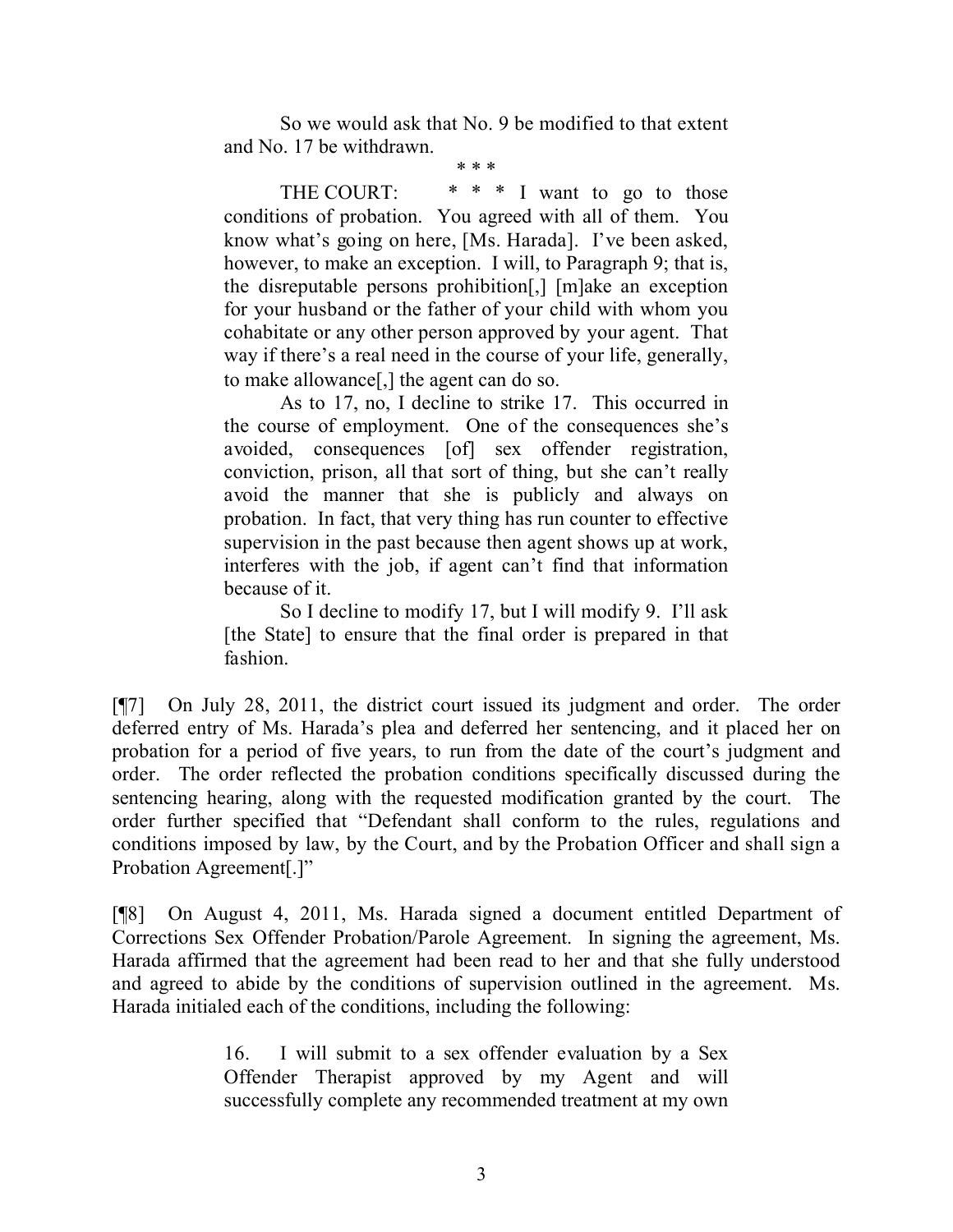> So we would ask that No. 9 be modified to that extent and No. 17 be withdrawn.
>
> \* \* \*
>
> THE COURT: \* \* \* I want to go to those conditions of probation. You agreed with all of them. You know what's going on here, [Ms. Harada]. I've been asked, however, to make an exception. I will, to Paragraph 9; that is, the disreputable persons prohibition[,] [m]ake an exception for your husband or the father of your child with whom you cohabitate or any other person approved by your agent. That way if there's a real need in the course of your life, generally, to make allowance[,] the agent can do so.
>
> As to 17, no, I decline to strike 17. This occurred in the course of employment. One of the consequences she's avoided, consequences [of] sex offender registration, conviction, prison, all that sort of thing, but she can't really avoid the manner that she is publicly and always on probation. In fact, that very thing has run counter to effective supervision in the past because then agent shows up at work, interferes with the job, if agent can't find that information because of it.
>
> So I decline to modify 17, but I will modify 9. I'll ask [the State] to ensure that the final order is prepared in that fashion.

[¶7] On July 28, 2011, the district court issued its judgment and order. The order deferred entry of Ms. Harada's plea and deferred her sentencing, and it placed her on probation for a period of five years, to run from the date of the court's judgment and order. The order reflected the probation conditions specifically discussed during the sentencing hearing, along with the requested modification granted by the court. The order further specified that "Defendant shall conform to the rules, regulations and conditions imposed by law, by the Court, and by the Probation Officer and shall sign a Probation Agreement[.]"

[¶8] On August 4, 2011, Ms. Harada signed a document entitled Department of Corrections Sex Offender Probation/Parole Agreement. In signing the agreement, Ms. Harada affirmed that the agreement had been read to her and that she fully understood and agreed to abide by the conditions of supervision outlined in the agreement. Ms. Harada initialed each of the conditions, including the following:

> 16. I will submit to a sex offender evaluation by a Sex Offender Therapist approved by my Agent and will successfully complete any recommended treatment at my own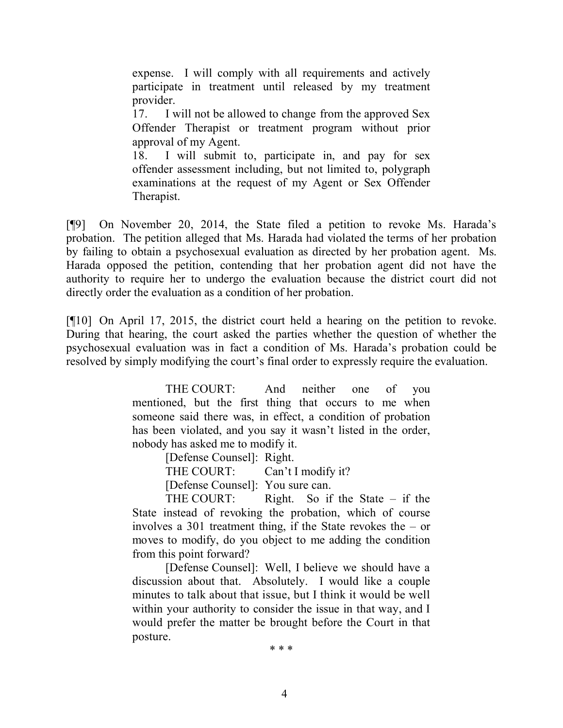> expense. I will comply with all requirements and actively participate in treatment until released by my treatment provider.
>
> 17. I will not be allowed to change from the approved Sex Offender Therapist or treatment program without prior approval of my Agent.
>
> 18. I will submit to, participate in, and pay for sex offender assessment including, but not limited to, polygraph examinations at the request of my Agent or Sex Offender Therapist.

[¶9] On November 20, 2014, the State filed a petition to revoke Ms. Harada's probation. The petition alleged that Ms. Harada had violated the terms of her probation by failing to obtain a psychosexual evaluation as directed by her probation agent. Ms. Harada opposed the petition, contending that her probation agent did not have the authority to require her to undergo the evaluation because the district court did not directly order the evaluation as a condition of her probation.

[¶10] On April 17, 2015, the district court held a hearing on the petition to revoke. During that hearing, the court asked the parties whether the question of whether the psychosexual evaluation was in fact a condition of Ms. Harada's probation could be resolved by simply modifying the court's final order to expressly require the evaluation.

> THE COURT: And neither one of you mentioned, but the first thing that occurs to me when someone said there was, in effect, a condition of probation has been violated, and you say it wasn't listed in the order, nobody has asked me to modify it.
>
> [Defense Counsel]: Right.
>
> THE COURT: Can't I modify it?
>
> [Defense Counsel]: You sure can.
>
> THE COURT: Right. So if the State – if the State instead of revoking the probation, which of course involves a 301 treatment thing, if the State revokes the – or moves to modify, do you object to me adding the condition from this point forward?
>
> [Defense Counsel]: Well, I believe we should have a discussion about that. Absolutely. I would like a couple minutes to talk about that issue, but I think it would be well within your authority to consider the issue in that way, and I would prefer the matter be brought before the Court in that posture.
>
> \* \* \*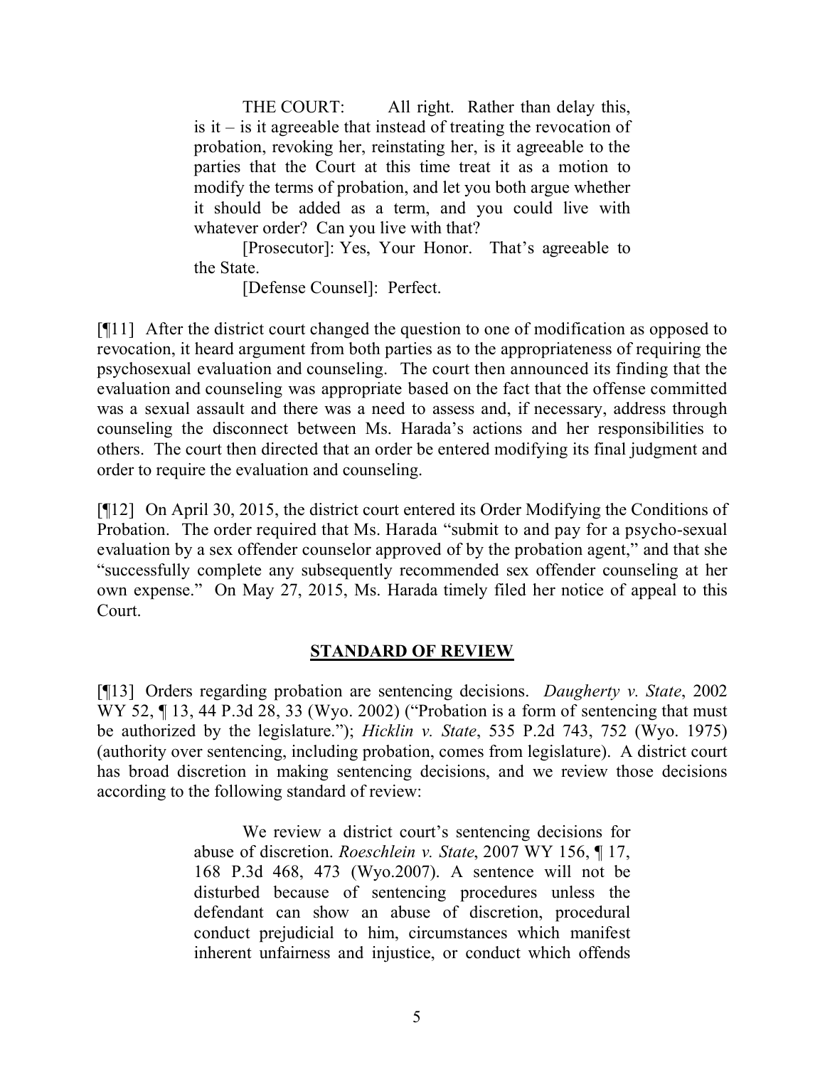> THE COURT: All right. Rather than delay this, is it – is it agreeable that instead of treating the revocation of probation, revoking her, reinstating her, is it agreeable to the parties that the Court at this time treat it as a motion to modify the terms of probation, and let you both argue whether it should be added as a term, and you could live with whatever order? Can you live with that?
>
> [Prosecutor]: Yes, Your Honor. That's agreeable to the State.
>
> [Defense Counsel]: Perfect.

[¶11] After the district court changed the question to one of modification as opposed to revocation, it heard argument from both parties as to the appropriateness of requiring the psychosexual evaluation and counseling. The court then announced its finding that the evaluation and counseling was appropriate based on the fact that the offense committed was a sexual assault and there was a need to assess and, if necessary, address through counseling the disconnect between Ms. Harada's actions and her responsibilities to others. The court then directed that an order be entered modifying its final judgment and order to require the evaluation and counseling.

[¶12] On April 30, 2015, the district court entered its Order Modifying the Conditions of Probation. The order required that Ms. Harada "submit to and pay for a psycho-sexual evaluation by a sex offender counselor approved of by the probation agent," and that she "successfully complete any subsequently recommended sex offender counseling at her own expense." On May 27, 2015, Ms. Harada timely filed her notice of appeal to this Court.

## STANDARD OF REVIEW

[¶13] Orders regarding probation are sentencing decisions. *Daugherty v. State*, 2002 WY 52, ¶ 13, 44 P.3d 28, 33 (Wyo. 2002) ("Probation is a form of sentencing that must be authorized by the legislature."); *Hicklin v. State*, 535 P.2d 743, 752 (Wyo. 1975) (authority over sentencing, including probation, comes from legislature). A district court has broad discretion in making sentencing decisions, and we review those decisions according to the following standard of review:

> We review a district court's sentencing decisions for abuse of discretion. *Roeschlein v. State*, 2007 WY 156, ¶ 17, 168 P.3d 468, 473 (Wyo.2007). A sentence will not be disturbed because of sentencing procedures unless the defendant can show an abuse of discretion, procedural conduct prejudicial to him, circumstances which manifest inherent unfairness and injustice, or conduct which offends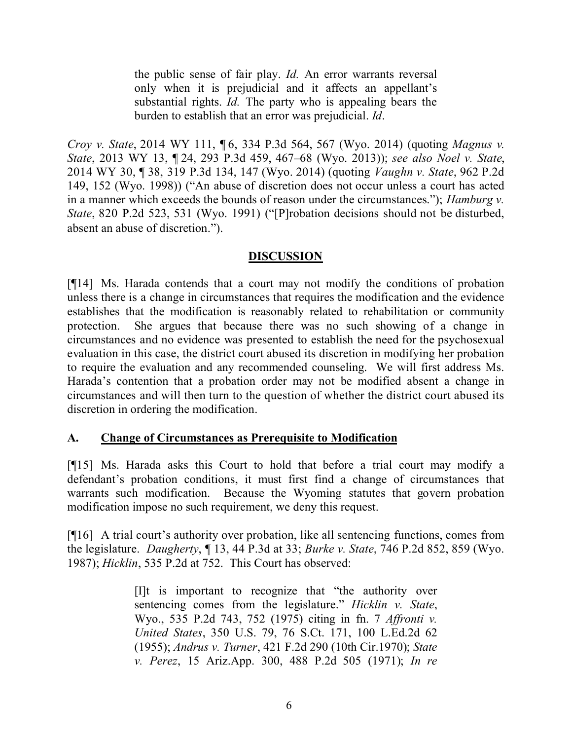> the public sense of fair play. *Id.* An error warrants reversal only when it is prejudicial and it affects an appellant's substantial rights. *Id.* The party who is appealing bears the burden to establish that an error was prejudicial. *Id*.

*Croy v. State*, 2014 WY 111, ¶ 6, 334 P.3d 564, 567 (Wyo. 2014) (quoting *Magnus v. State*, 2013 WY 13, ¶ 24, 293 P.3d 459, 467–68 (Wyo. 2013)); *see also Noel v. State*, 2014 WY 30, ¶ 38, 319 P.3d 134, 147 (Wyo. 2014) (quoting *Vaughn v. State*, 962 P.2d 149, 152 (Wyo. 1998)) ("An abuse of discretion does not occur unless a court has acted in a manner which exceeds the bounds of reason under the circumstances."); *Hamburg v. State*, 820 P.2d 523, 531 (Wyo. 1991) ("[P]robation decisions should not be disturbed, absent an abuse of discretion.").

## DISCUSSION

[¶14] Ms. Harada contends that a court may not modify the conditions of probation unless there is a change in circumstances that requires the modification and the evidence establishes that the modification is reasonably related to rehabilitation or community protection. She argues that because there was no such showing of a change in circumstances and no evidence was presented to establish the need for the psychosexual evaluation in this case, the district court abused its discretion in modifying her probation to require the evaluation and any recommended counseling. We will first address Ms. Harada's contention that a probation order may not be modified absent a change in circumstances and will then turn to the question of whether the district court abused its discretion in ordering the modification.

### A. Change of Circumstances as Prerequisite to Modification

[¶15] Ms. Harada asks this Court to hold that before a trial court may modify a defendant's probation conditions, it must first find a change of circumstances that warrants such modification. Because the Wyoming statutes that govern probation modification impose no such requirement, we deny this request.

[¶16] A trial court's authority over probation, like all sentencing functions, comes from the legislature. *Daugherty*, ¶ 13, 44 P.3d at 33; *Burke v. State*, 746 P.2d 852, 859 (Wyo. 1987); *Hicklin*, 535 P.2d at 752. This Court has observed:

> [I]t is important to recognize that "the authority over sentencing comes from the legislature." *Hicklin v. State*, Wyo., 535 P.2d 743, 752 (1975) citing in fn. 7 *Affronti v. United States*, 350 U.S. 79, 76 S.Ct. 171, 100 L.Ed.2d 62 (1955); *Andrus v. Turner*, 421 F.2d 290 (10th Cir.1970); *State v. Perez*, 15 Ariz.App. 300, 488 P.2d 505 (1971); *In re*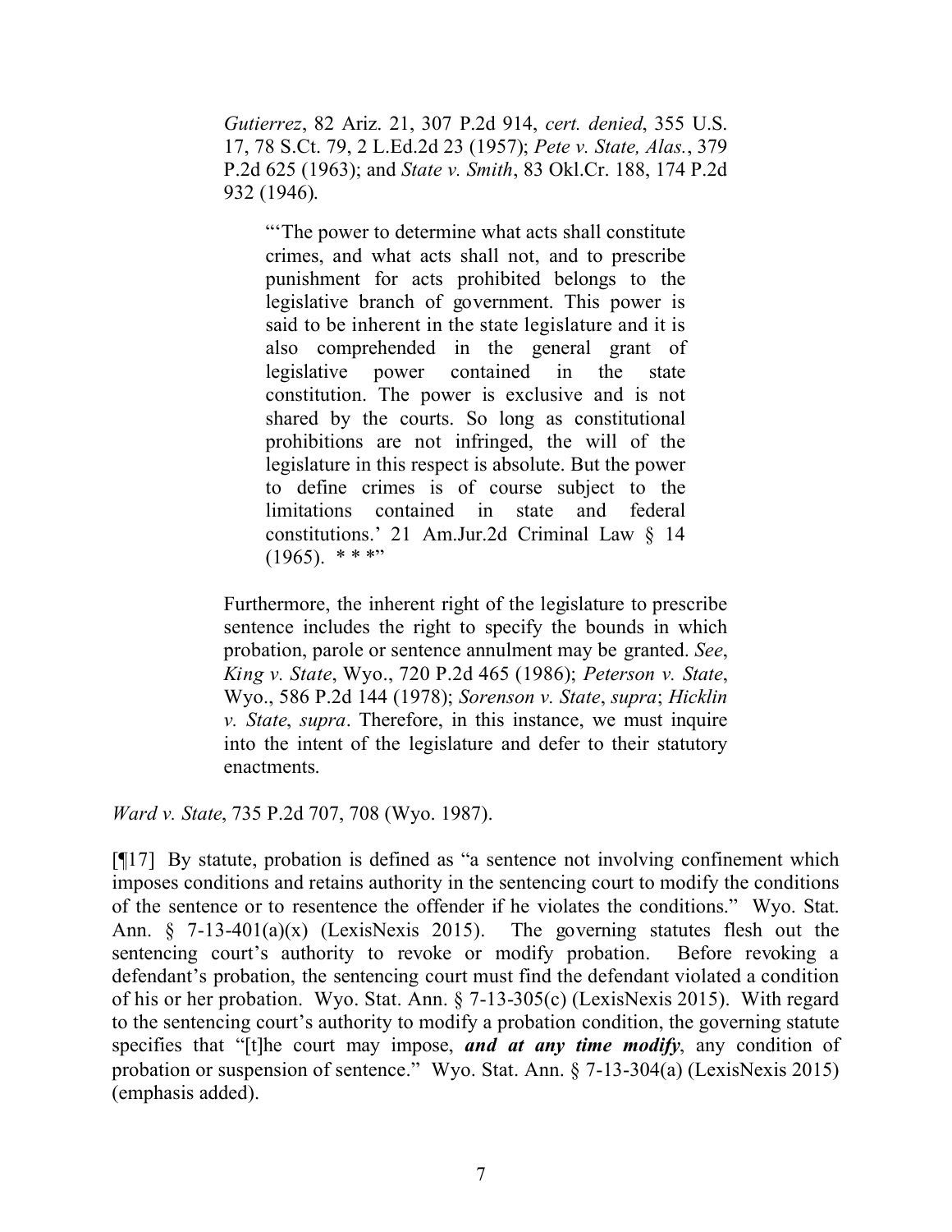> *Gutierrez*, 82 Ariz. 21, 307 P.2d 914, *cert. denied*, 355 U.S. 17, 78 S.Ct. 79, 2 L.Ed.2d 23 (1957); *Pete v. State, Alas.*, 379 P.2d 625 (1963); and *State v. Smith*, 83 Okl.Cr. 188, 174 P.2d 932 (1946).
>
> > "'The power to determine what acts shall constitute crimes, and what acts shall not, and to prescribe punishment for acts prohibited belongs to the legislative branch of government. This power is said to be inherent in the state legislature and it is also comprehended in the general grant of legislative power contained in the state constitution. The power is exclusive and is not shared by the courts. So long as constitutional prohibitions are not infringed, the will of the legislature in this respect is absolute. But the power to define crimes is of course subject to the limitations contained in state and federal constitutions.' 21 Am.Jur.2d Criminal Law § 14 (1965). * * *"
>
> Furthermore, the inherent right of the legislature to prescribe sentence includes the right to specify the bounds in which probation, parole or sentence annulment may be granted. *See*, *King v. State*, Wyo., 720 P.2d 465 (1986); *Peterson v. State*, Wyo., 586 P.2d 144 (1978); *Sorenson v. State*, *supra*; *Hicklin v. State*, *supra*. Therefore, in this instance, we must inquire into the intent of the legislature and defer to their statutory enactments.

*Ward v. State*, 735 P.2d 707, 708 (Wyo. 1987).

[¶17] By statute, probation is defined as "a sentence not involving confinement which imposes conditions and retains authority in the sentencing court to modify the conditions of the sentence or to resentence the offender if he violates the conditions." Wyo. Stat. Ann. § 7-13-401(a)(x) (LexisNexis 2015). The governing statutes flesh out the sentencing court's authority to revoke or modify probation. Before revoking a defendant's probation, the sentencing court must find the defendant violated a condition of his or her probation. Wyo. Stat. Ann. § 7-13-305(c) (LexisNexis 2015). With regard to the sentencing court's authority to modify a probation condition, the governing statute specifies that "[t]he court may impose, ***and at any time modify***, any condition of probation or suspension of sentence." Wyo. Stat. Ann. § 7-13-304(a) (LexisNexis 2015) (emphasis added).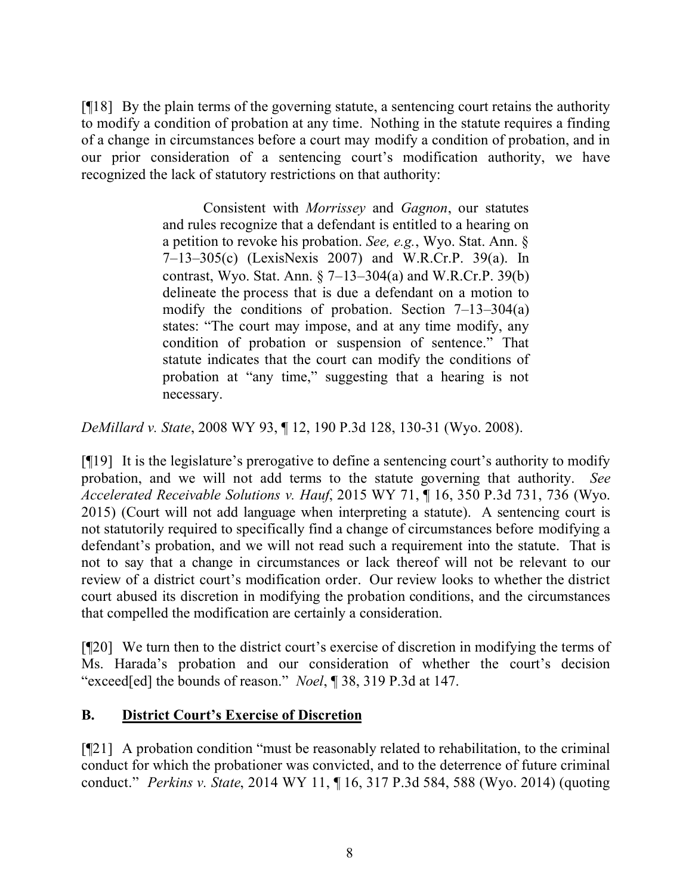[¶18] By the plain terms of the governing statute, a sentencing court retains the authority to modify a condition of probation at any time. Nothing in the statute requires a finding of a change in circumstances before a court may modify a condition of probation, and in our prior consideration of a sentencing court's modification authority, we have recognized the lack of statutory restrictions on that authority:

> Consistent with *Morrissey* and *Gagnon*, our statutes and rules recognize that a defendant is entitled to a hearing on a petition to revoke his probation. *See, e.g.*, Wyo. Stat. Ann. § 7–13–305(c) (LexisNexis 2007) and W.R.Cr.P. 39(a). In contrast, Wyo. Stat. Ann. § 7–13–304(a) and W.R.Cr.P. 39(b) delineate the process that is due a defendant on a motion to modify the conditions of probation. Section 7–13–304(a) states: "The court may impose, and at any time modify, any condition of probation or suspension of sentence." That statute indicates that the court can modify the conditions of probation at "any time," suggesting that a hearing is not necessary.

*DeMillard v. State*, 2008 WY 93, ¶ 12, 190 P.3d 128, 130-31 (Wyo. 2008).

[¶19] It is the legislature's prerogative to define a sentencing court's authority to modify probation, and we will not add terms to the statute governing that authority. *See Accelerated Receivable Solutions v. Hauf*, 2015 WY 71, ¶ 16, 350 P.3d 731, 736 (Wyo. 2015) (Court will not add language when interpreting a statute). A sentencing court is not statutorily required to specifically find a change of circumstances before modifying a defendant's probation, and we will not read such a requirement into the statute. That is not to say that a change in circumstances or lack thereof will not be relevant to our review of a district court's modification order. Our review looks to whether the district court abused its discretion in modifying the probation conditions, and the circumstances that compelled the modification are certainly a consideration.

[¶20] We turn then to the district court's exercise of discretion in modifying the terms of Ms. Harada's probation and our consideration of whether the court's decision "exceed[ed] the bounds of reason." *Noel*, ¶ 38, 319 P.3d at 147.

## B. District Court's Exercise of Discretion

[¶21] A probation condition "must be reasonably related to rehabilitation, to the criminal conduct for which the probationer was convicted, and to the deterrence of future criminal conduct." *Perkins v. State*, 2014 WY 11, ¶ 16, 317 P.3d 584, 588 (Wyo. 2014) (quoting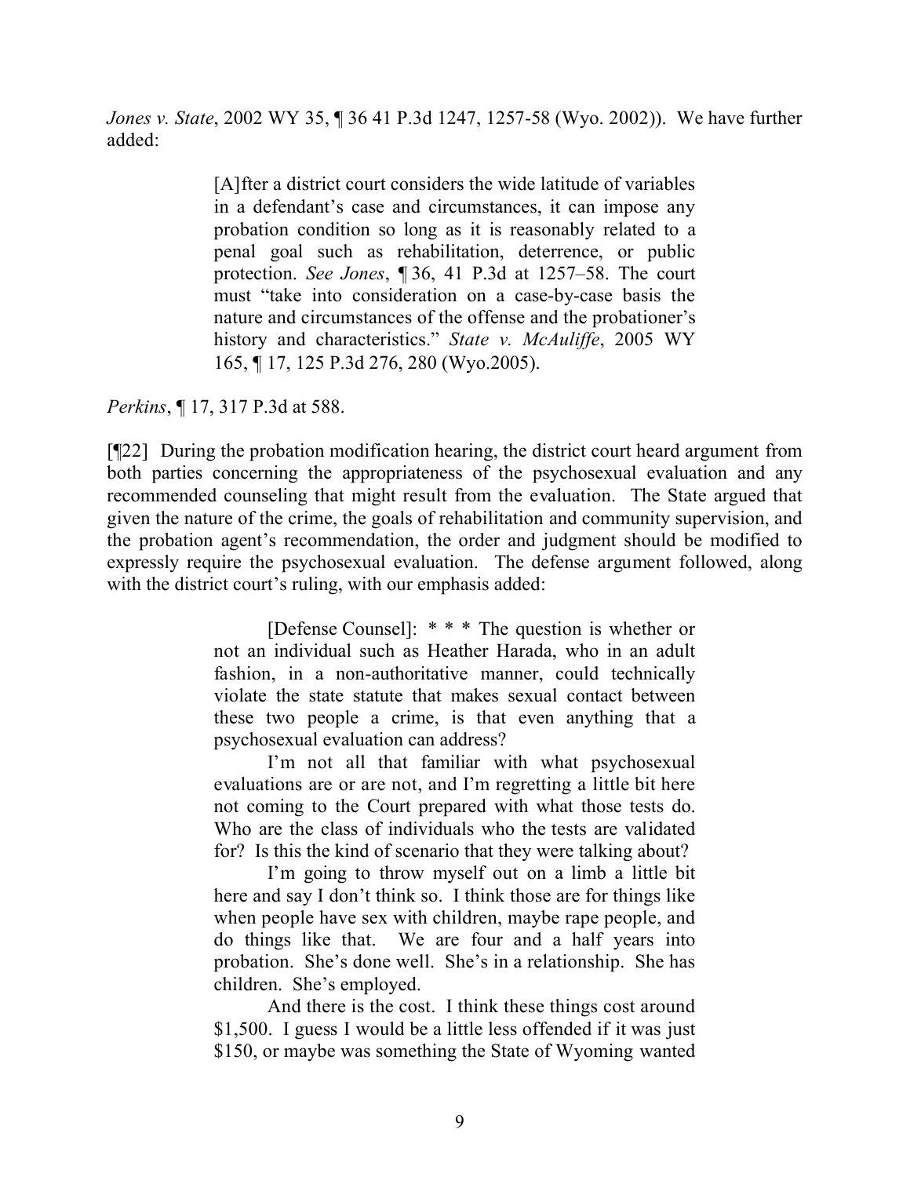*Jones v. State*, 2002 WY 35, ¶ 36 41 P.3d 1247, 1257-58 (Wyo. 2002)). We have further added:

> [A]fter a district court considers the wide latitude of variables in a defendant's case and circumstances, it can impose any probation condition so long as it is reasonably related to a penal goal such as rehabilitation, deterrence, or public protection. *See Jones*, ¶ 36, 41 P.3d at 1257–58. The court must "take into consideration on a case-by-case basis the nature and circumstances of the offense and the probationer's history and characteristics." *State v. McAuliffe*, 2005 WY 165, ¶ 17, 125 P.3d 276, 280 (Wyo.2005).

*Perkins*, ¶ 17, 317 P.3d at 588.

[¶22] During the probation modification hearing, the district court heard argument from both parties concerning the appropriateness of the psychosexual evaluation and any recommended counseling that might result from the evaluation. The State argued that given the nature of the crime, the goals of rehabilitation and community supervision, and the probation agent's recommendation, the order and judgment should be modified to expressly require the psychosexual evaluation. The defense argument followed, along with the district court's ruling, with our emphasis added:

> [Defense Counsel]: * * * The question is whether or not an individual such as Heather Harada, who in an adult fashion, in a non-authoritative manner, could technically violate the state statute that makes sexual contact between these two people a crime, is that even anything that a psychosexual evaluation can address?
>
> I'm not all that familiar with what psychosexual evaluations are or are not, and I'm regretting a little bit here not coming to the Court prepared with what those tests do. Who are the class of individuals who the tests are validated for? Is this the kind of scenario that they were talking about?
>
> I'm going to throw myself out on a limb a little bit here and say I don't think so. I think those are for things like when people have sex with children, maybe rape people, and do things like that. We are four and a half years into probation. She's done well. She's in a relationship. She has children. She's employed.
>
> And there is the cost. I think these things cost around $1,500. I guess I would be a little less offended if it was just $150, or maybe was something the State of Wyoming wanted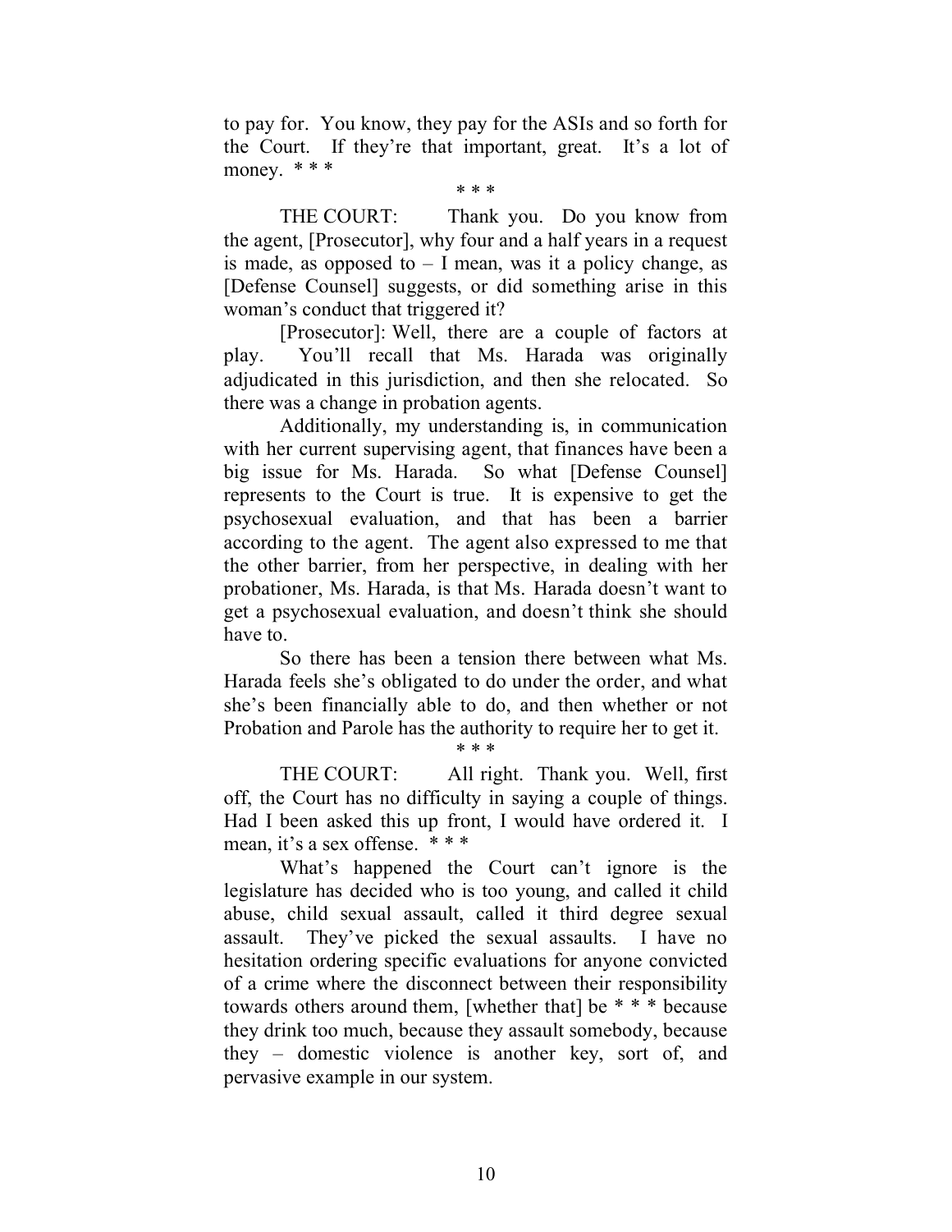to pay for. You know, they pay for the ASIs and so forth for the Court. If they're that important, great. It's a lot of money. * * *

* * *

THE COURT: Thank you. Do you know from the agent, [Prosecutor], why four and a half years in a request is made, as opposed to – I mean, was it a policy change, as [Defense Counsel] suggests, or did something arise in this woman's conduct that triggered it?

[Prosecutor]: Well, there are a couple of factors at play. You'll recall that Ms. Harada was originally adjudicated in this jurisdiction, and then she relocated. So there was a change in probation agents.

Additionally, my understanding is, in communication with her current supervising agent, that finances have been a big issue for Ms. Harada. So what [Defense Counsel] represents to the Court is true. It is expensive to get the psychosexual evaluation, and that has been a barrier according to the agent. The agent also expressed to me that the other barrier, from her perspective, in dealing with her probationer, Ms. Harada, is that Ms. Harada doesn't want to get a psychosexual evaluation, and doesn't think she should have to.

So there has been a tension there between what Ms. Harada feels she's obligated to do under the order, and what she's been financially able to do, and then whether or not Probation and Parole has the authority to require her to get it.

* * *

THE COURT: All right. Thank you. Well, first off, the Court has no difficulty in saying a couple of things. Had I been asked this up front, I would have ordered it. I mean, it's a sex offense. * * *

What's happened the Court can't ignore is the legislature has decided who is too young, and called it child abuse, child sexual assault, called it third degree sexual assault. They've picked the sexual assaults. I have no hesitation ordering specific evaluations for anyone convicted of a crime where the disconnect between their responsibility towards others around them, [whether that] be * * * because they drink too much, because they assault somebody, because they – domestic violence is another key, sort of, and pervasive example in our system.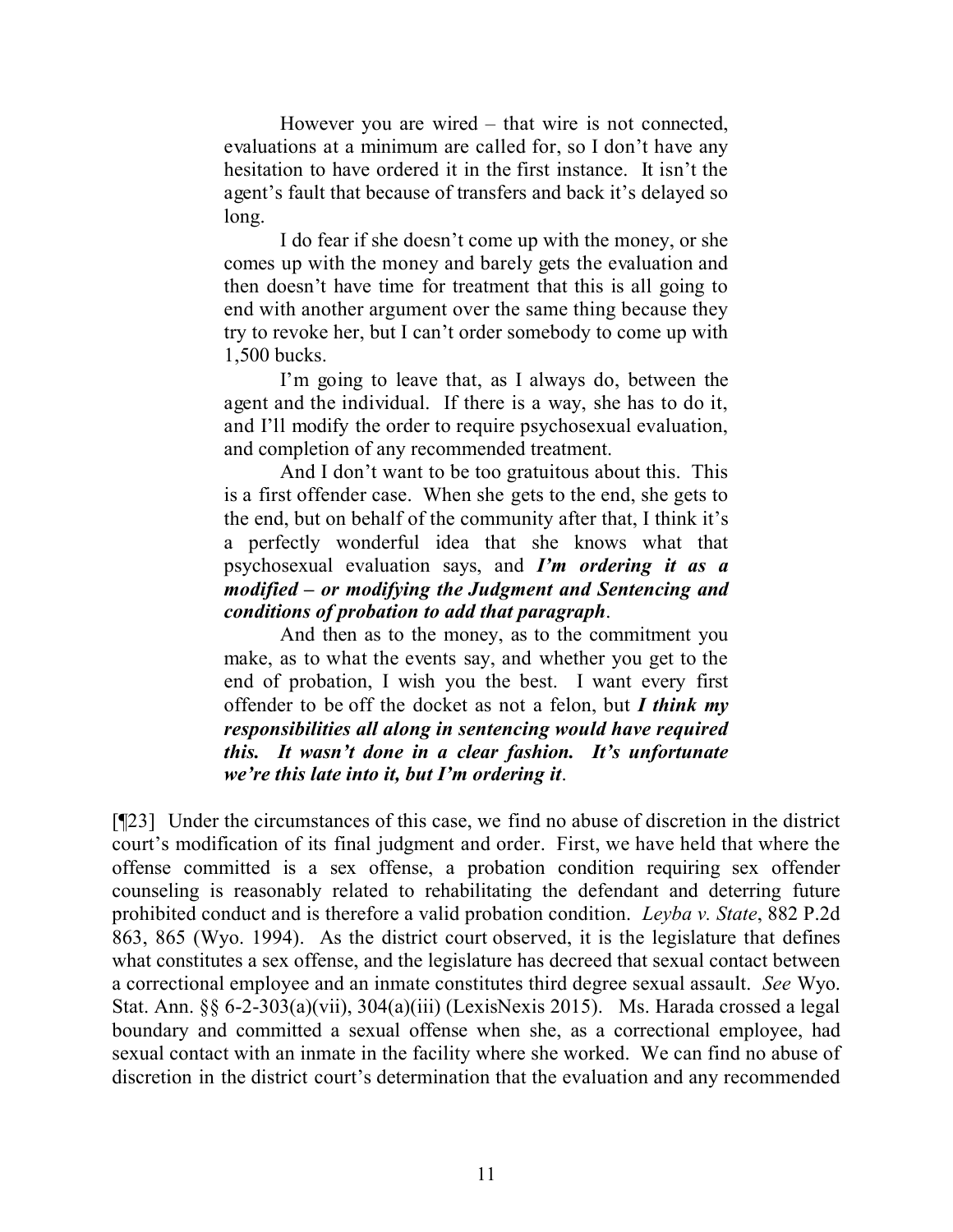> However you are wired – that wire is not connected, evaluations at a minimum are called for, so I don't have any hesitation to have ordered it in the first instance. It isn't the agent's fault that because of transfers and back it's delayed so long.
>
> I do fear if she doesn't come up with the money, or she comes up with the money and barely gets the evaluation and then doesn't have time for treatment that this is all going to end with another argument over the same thing because they try to revoke her, but I can't order somebody to come up with 1,500 bucks.
>
> I'm going to leave that, as I always do, between the agent and the individual. If there is a way, she has to do it, and I'll modify the order to require psychosexual evaluation, and completion of any recommended treatment.
>
> And I don't want to be too gratuitous about this. This is a first offender case. When she gets to the end, she gets to the end, but on behalf of the community after that, I think it's a perfectly wonderful idea that she knows what that psychosexual evaluation says, and ***I'm ordering it as a modified – or modifying the Judgment and Sentencing and conditions of probation to add that paragraph***.
>
> And then as to the money, as to the commitment you make, as to what the events say, and whether you get to the end of probation, I wish you the best. I want every first offender to be off the docket as not a felon, but ***I think my responsibilities all along in sentencing would have required this. It wasn't done in a clear fashion. It's unfortunate we're this late into it, but I'm ordering it***.

[¶23] Under the circumstances of this case, we find no abuse of discretion in the district court's modification of its final judgment and order. First, we have held that where the offense committed is a sex offense, a probation condition requiring sex offender counseling is reasonably related to rehabilitating the defendant and deterring future prohibited conduct and is therefore a valid probation condition. *Leyba v. State*, 882 P.2d 863, 865 (Wyo. 1994). As the district court observed, it is the legislature that defines what constitutes a sex offense, and the legislature has decreed that sexual contact between a correctional employee and an inmate constitutes third degree sexual assault. *See* Wyo. Stat. Ann. §§ 6-2-303(a)(vii), 304(a)(iii) (LexisNexis 2015). Ms. Harada crossed a legal boundary and committed a sexual offense when she, as a correctional employee, had sexual contact with an inmate in the facility where she worked. We can find no abuse of discretion in the district court's determination that the evaluation and any recommended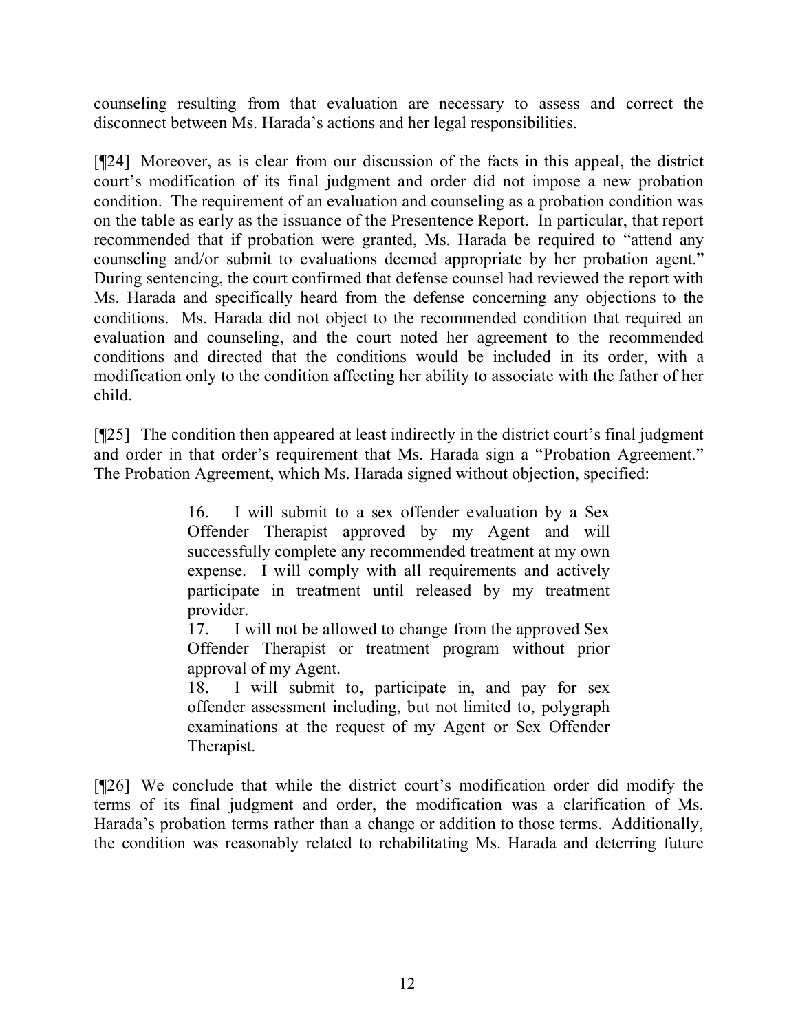counseling resulting from that evaluation are necessary to assess and correct the disconnect between Ms. Harada's actions and her legal responsibilities.

[¶24] Moreover, as is clear from our discussion of the facts in this appeal, the district court's modification of its final judgment and order did not impose a new probation condition. The requirement of an evaluation and counseling as a probation condition was on the table as early as the issuance of the Presentence Report. In particular, that report recommended that if probation were granted, Ms. Harada be required to "attend any counseling and/or submit to evaluations deemed appropriate by her probation agent." During sentencing, the court confirmed that defense counsel had reviewed the report with Ms. Harada and specifically heard from the defense concerning any objections to the conditions. Ms. Harada did not object to the recommended condition that required an evaluation and counseling, and the court noted her agreement to the recommended conditions and directed that the conditions would be included in its order, with a modification only to the condition affecting her ability to associate with the father of her child.

[¶25] The condition then appeared at least indirectly in the district court's final judgment and order in that order's requirement that Ms. Harada sign a "Probation Agreement." The Probation Agreement, which Ms. Harada signed without objection, specified:

> 16. I will submit to a sex offender evaluation by a Sex Offender Therapist approved by my Agent and will successfully complete any recommended treatment at my own expense. I will comply with all requirements and actively participate in treatment until released by my treatment provider.
>
> 17. I will not be allowed to change from the approved Sex Offender Therapist or treatment program without prior approval of my Agent.
>
> 18. I will submit to, participate in, and pay for sex offender assessment including, but not limited to, polygraph examinations at the request of my Agent or Sex Offender Therapist.

[¶26] We conclude that while the district court's modification order did modify the terms of its final judgment and order, the modification was a clarification of Ms. Harada's probation terms rather than a change or addition to those terms. Additionally, the condition was reasonably related to rehabilitating Ms. Harada and deterring future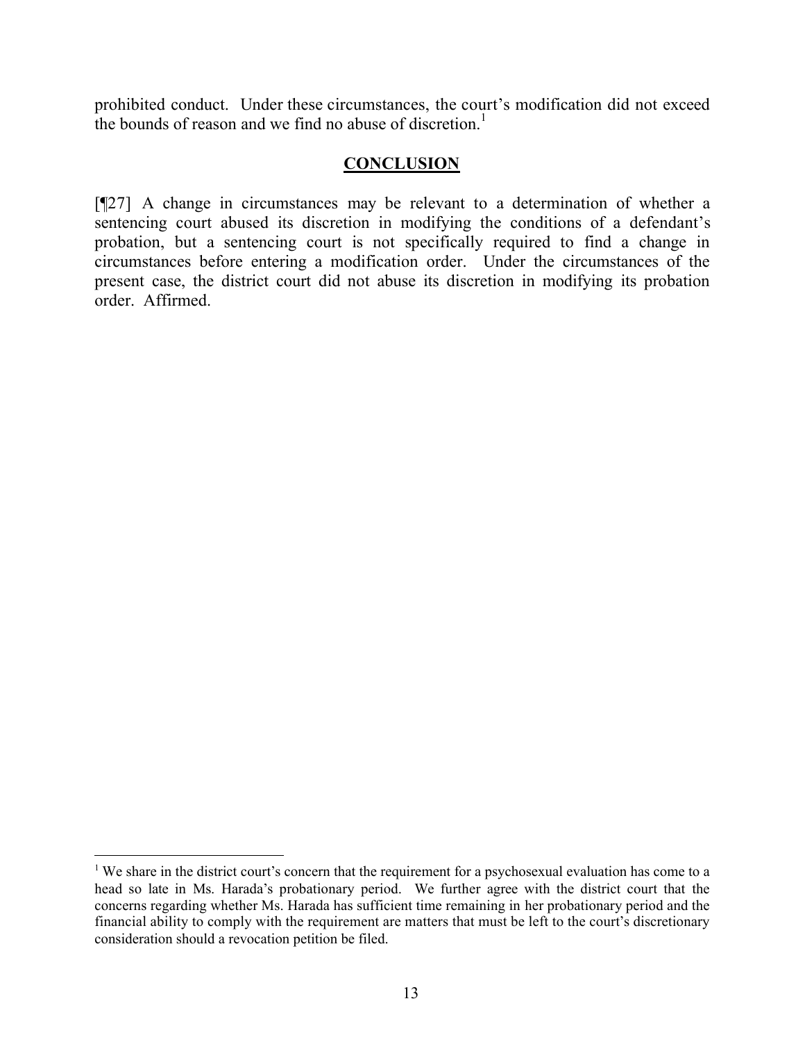prohibited conduct. Under these circumstances, the court's modification did not exceed the bounds of reason and we find no abuse of discretion.[1]

## CONCLUSION

[¶27] A change in circumstances may be relevant to a determination of whether a sentencing court abused its discretion in modifying the conditions of a defendant's probation, but a sentencing court is not specifically required to find a change in circumstances before entering a modification order. Under the circumstances of the present case, the district court did not abuse its discretion in modifying its probation order. Affirmed.

---

[1] We share in the district court's concern that the requirement for a psychosexual evaluation has come to a head so late in Ms. Harada's probationary period. We further agree with the district court that the concerns regarding whether Ms. Harada has sufficient time remaining in her probationary period and the financial ability to comply with the requirement are matters that must be left to the court's discretionary consideration should a revocation petition be filed.